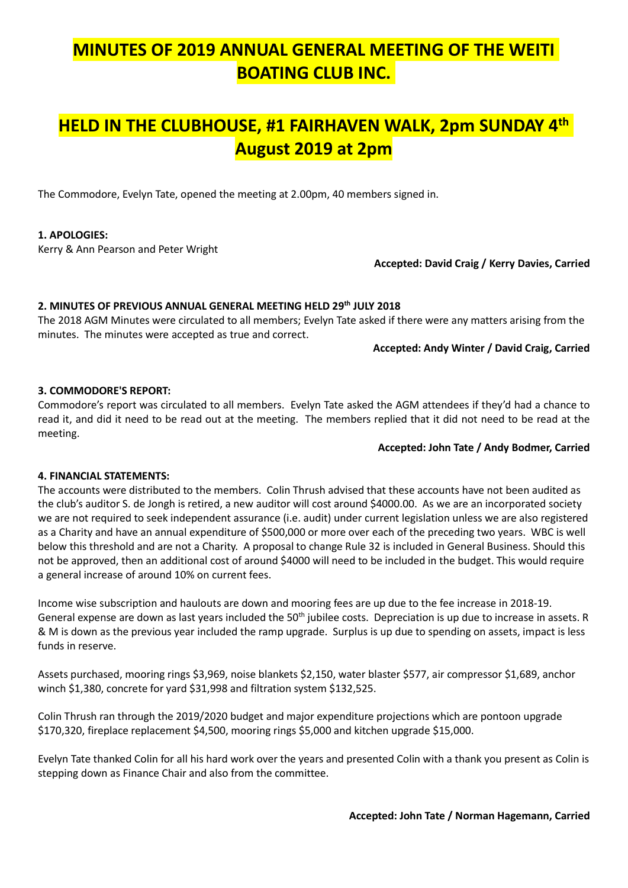# MINUTES OF 2019 ANNUAL GENERAL MEETING OF THE WEITI BOATING CLUB INC.

# HELD IN THE CLUBHOUSE, #1 FAIRHAVEN WALK, 2pm SUNDAY 4th August 2019 at 2pm

The Commodore, Evelyn Tate, opened the meeting at 2.00pm, 40 members signed in.

**1. APOLOGIES:**

Kerry & Ann Pearson and Peter Wright

**Accepted: David Craig / Kerry Davies, Carried**

**2. MINUTES OF PREVIOUS ANNUAL GENERAL MEETING HELD 29th JULY 2018**

The 2018 AGM Minutes were circulated to all members; Evelyn Tate asked if there were any matters arising from the minutes. The minutes were accepted as true and correct.

**Accepted: Andy Winter / David Craig, Carried**

**3. COMMODORE'S REPORT:**

Commodore's report was circulated to all members. Evelyn Tate asked the AGM attendees if they'd had a chance to read it, and did it need to be read out at the meeting. The members replied that it did not need to be read at the meeting.

**Accepted: John Tate / Andy Bodmer, Carried**

**4. FINANCIAL STATEMENTS:**

The accounts were distributed to the members. Colin Thrush advised that these accounts have not been audited as the club's auditor S. de Jongh is retired, a new auditor will cost around $4000.00. As we are an incorporated society we are not required to seek independent assurance (i.e. audit) under current legislation unless we are also registered as a Charity and have an annual expenditure of $500,000 or more over each of the preceding two years. WBC is well below this threshold and are not a Charity. A proposal to change Rule 32 is included in General Business. Should this not be approved, then an additional cost of around $4000 will need to be included in the budget. This would require a general increase of around 10% on current fees.

Income wise subscription and haulouts are down and mooring fees are up due to the fee increase in 2018-19. General expense are down as last years included the 50th jubilee costs. Depreciation is up due to increase in assets. R & M is down as the previous year included the ramp upgrade. Surplus is up due to spending on assets, impact is less funds in reserve.

Assets purchased, mooring rings $3,969, noise blankets $2,150, water blaster $577, air compressor $1,689, anchor winch $1,380, concrete for yard $31,998 and filtration system $132,525.

Colin Thrush ran through the 2019/2020 budget and major expenditure projections which are pontoon upgrade $170,320, fireplace replacement $4,500, mooring rings $5,000 and kitchen upgrade $15,000.

Evelyn Tate thanked Colin for all his hard work over the years and presented Colin with a thank you present as Colin is stepping down as Finance Chair and also from the committee.

**Accepted: John Tate / Norman Hagemann, Carried**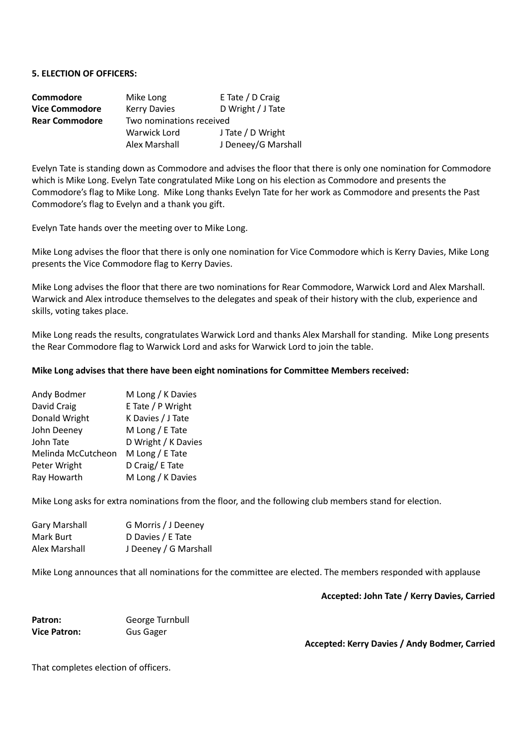**5. ELECTION OF OFFICERS:**

| | | |
|---|---|---|
| **Commodore** | Mike Long | E Tate / D Craig |
| **Vice Commodore** | Kerry Davies | D Wright / J Tate |
| **Rear Commodore** | Two nominations received | |
| | Warwick Lord | J Tate / D Wright |
| | Alex Marshall | J Deneey/G Marshall |

Evelyn Tate is standing down as Commodore and advises the floor that there is only one nomination for Commodore which is Mike Long. Evelyn Tate congratulated Mike Long on his election as Commodore and presents the Commodore's flag to Mike Long. Mike Long thanks Evelyn Tate for her work as Commodore and presents the Past Commodore's flag to Evelyn and a thank you gift.

Evelyn Tate hands over the meeting over to Mike Long.

Mike Long advises the floor that there is only one nomination for Vice Commodore which is Kerry Davies, Mike Long presents the Vice Commodore flag to Kerry Davies.

Mike Long advises the floor that there are two nominations for Rear Commodore, Warwick Lord and Alex Marshall. Warwick and Alex introduce themselves to the delegates and speak of their history with the club, experience and skills, voting takes place.

Mike Long reads the results, congratulates Warwick Lord and thanks Alex Marshall for standing. Mike Long presents the Rear Commodore flag to Warwick Lord and asks for Warwick Lord to join the table.

**Mike Long advises that there have been eight nominations for Committee Members received:**

| | |
|---|---|
| Andy Bodmer | M Long / K Davies |
| David Craig | E Tate / P Wright |
| Donald Wright | K Davies / J Tate |
| John Deeney | M Long / E Tate |
| John Tate | D Wright / K Davies |
| Melinda McCutcheon | M Long / E Tate |
| Peter Wright | D Craig/ E Tate |
| Ray Howarth | M Long / K Davies |

Mike Long asks for extra nominations from the floor, and the following club members stand for election.

| | |
|---|---|
| Gary Marshall | G Morris / J Deeney |
| Mark Burt | D Davies / E Tate |
| Alex Marshall | J Deeney / G Marshall |

Mike Long announces that all nominations for the committee are elected. The members responded with applause

**Accepted: John Tate / Kerry Davies, Carried**

| | |
|---|---|
| **Patron:** | George Turnbull |
| **Vice Patron:** | Gus Gager |

**Accepted: Kerry Davies / Andy Bodmer, Carried**

That completes election of officers.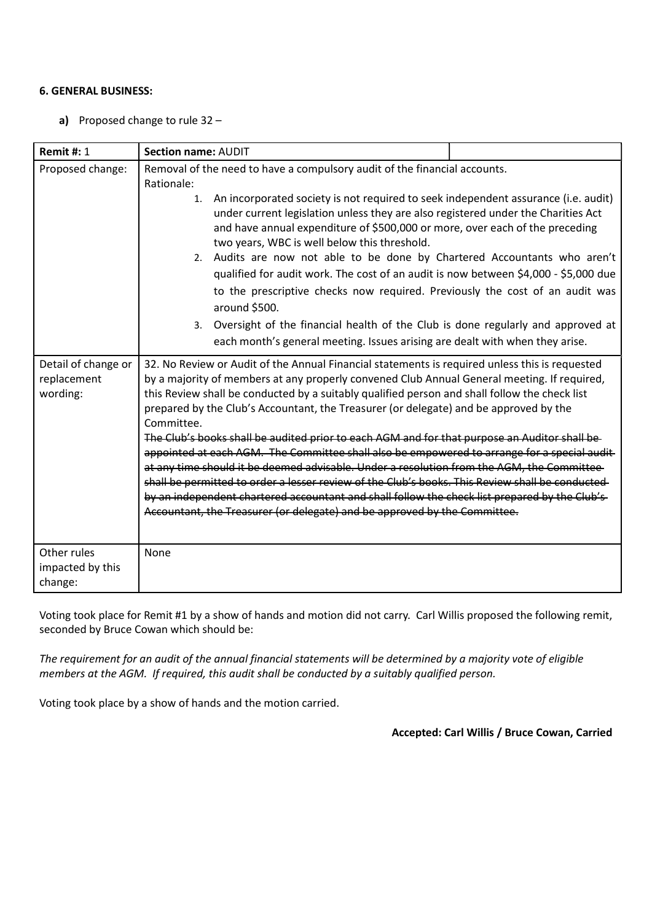**6. GENERAL BUSINESS:**

**a)** Proposed change to rule 32 –

| **Remit #:** 1 | **Section name:** AUDIT | |
|---|---|---|
| Proposed change: | Removal of the need to have a compulsory audit of the financial accounts.<br>Rationale:<br>1. An incorporated society is not required to seek independent assurance (i.e. audit) under current legislation unless they are also registered under the Charities Act and have annual expenditure of $500,000 or more, over each of the preceding two years, WBC is well below this threshold.<br>2. Audits are now not able to be done by Chartered Accountants who aren't qualified for audit work. The cost of an audit is now between $4,000 - $5,000 due to the prescriptive checks now required. Previously the cost of an audit was around $500.<br>3. Oversight of the financial health of the Club is done regularly and approved at each month's general meeting. Issues arising are dealt with when they arise. | |
| Detail of change or replacement wording: | 32. No Review or Audit of the Annual Financial statements is required unless this is requested by a majority of members at any properly convened Club Annual General meeting. If required, this Review shall be conducted by a suitably qualified person and shall follow the check list prepared by the Club's Accountant, the Treasurer (or delegate) and be approved by the Committee.<br>~~The Club's books shall be audited prior to each AGM and for that purpose an Auditor shall be appointed at each AGM. The Committee shall also be empowered to arrange for a special audit at any time should it be deemed advisable. Under a resolution from the AGM, the Committee shall be permitted to order a lesser review of the Club's books. This Review shall be conducted by an independent chartered accountant and shall follow the check list prepared by the Club's Accountant, the Treasurer (or delegate) and be approved by the Committee.~~ | |
| Other rules impacted by this change: | None | |

Voting took place for Remit #1 by a show of hands and motion did not carry. Carl Willis proposed the following remit, seconded by Bruce Cowan which should be:

*The requirement for an audit of the annual financial statements will be determined by a majority vote of eligible members at the AGM. If required, this audit shall be conducted by a suitably qualified person.*

Voting took place by a show of hands and the motion carried.

**Accepted: Carl Willis / Bruce Cowan, Carried**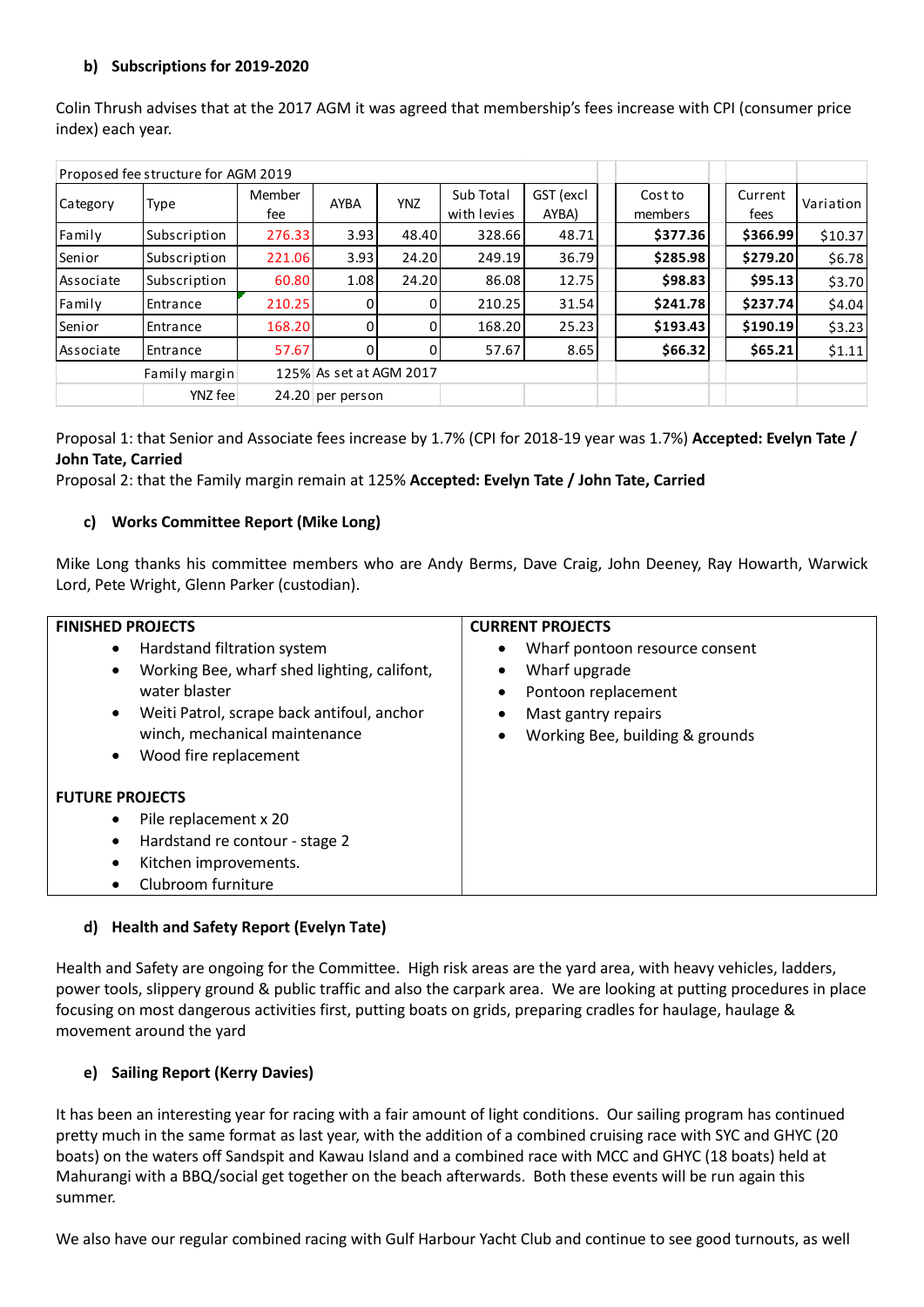#### b) Subscriptions for 2019-2020

Colin Thrush advises that at the 2017 AGM it was agreed that membership's fees increase with CPI (consumer price index) each year.

| Proposed fee structure for AGM 2019 | | | | | | | | | |
|---|---|---|---|---|---|---|---|---|---|
| Category | Type | Member fee | AYBA | YNZ | Sub Total with levies | GST (excl AYBA) | Cost to members | Current fees | Variation |
| Family | Subscription | 276.33 | 3.93 | 48.40 | 328.66 | 48.71 | **$377.36** | **$366.99** | $10.37 |
| Senior | Subscription | 221.06 | 3.93 | 24.20 | 249.19 | 36.79 | **$285.98** | **$279.20** | $6.78 |
| Associate | Subscription | 60.80 | 1.08 | 24.20 | 86.08 | 12.75 | **$98.83** | **$95.13** | $3.70 |
| Family | Entrance | 210.25 | 0 | 0 | 210.25 | 31.54 | **$241.78** | **$237.74** | $4.04 |
| Senior | Entrance | 168.20 | 0 | 0 | 168.20 | 25.23 | **$193.43** | **$190.19** | $3.23 |
| Associate | Entrance | 57.67 | 0 | 0 | 57.67 | 8.65 | **$66.32** | **$65.21** | $1.11 |
| | Family margin | 125% | As set at AGM 2017 | | | | | | |
| | YNZ fee | 24.20 | per person | | | | | | |

Proposal 1: that Senior and Associate fees increase by 1.7% (CPI for 2018-19 year was 1.7%) **Accepted: Evelyn Tate / John Tate, Carried**
Proposal 2: that the Family margin remain at 125% **Accepted: Evelyn Tate / John Tate, Carried**

#### c) Works Committee Report (Mike Long)

Mike Long thanks his committee members who are Andy Berms, Dave Craig, John Deeney, Ray Howarth, Warwick Lord, Pete Wright, Glenn Parker (custodian).

**FINISHED PROJECTS**

- Hardstand filtration system
- Working Bee, wharf shed lighting, califont, water blaster
- Weiti Patrol, scrape back antifoul, anchor winch, mechanical maintenance
- Wood fire replacement

**FUTURE PROJECTS**

- Pile replacement x 20
- Hardstand re contour - stage 2
- Kitchen improvements.
- Clubroom furniture

**CURRENT PROJECTS**

- Wharf pontoon resource consent
- Wharf upgrade
- Pontoon replacement
- Mast gantry repairs
- Working Bee, building & grounds

#### d) Health and Safety Report (Evelyn Tate)

Health and Safety are ongoing for the Committee. High risk areas are the yard area, with heavy vehicles, ladders, power tools, slippery ground & public traffic and also the carpark area. We are looking at putting procedures in place focusing on most dangerous activities first, putting boats on grids, preparing cradles for haulage, haulage & movement around the yard

#### e) Sailing Report (Kerry Davies)

It has been an interesting year for racing with a fair amount of light conditions. Our sailing program has continued pretty much in the same format as last year, with the addition of a combined cruising race with SYC and GHYC (20 boats) on the waters off Sandspit and Kawau Island and a combined race with MCC and GHYC (18 boats) held at Mahurangi with a BBQ/social get together on the beach afterwards. Both these events will be run again this summer.

We also have our regular combined racing with Gulf Harbour Yacht Club and continue to see good turnouts, as well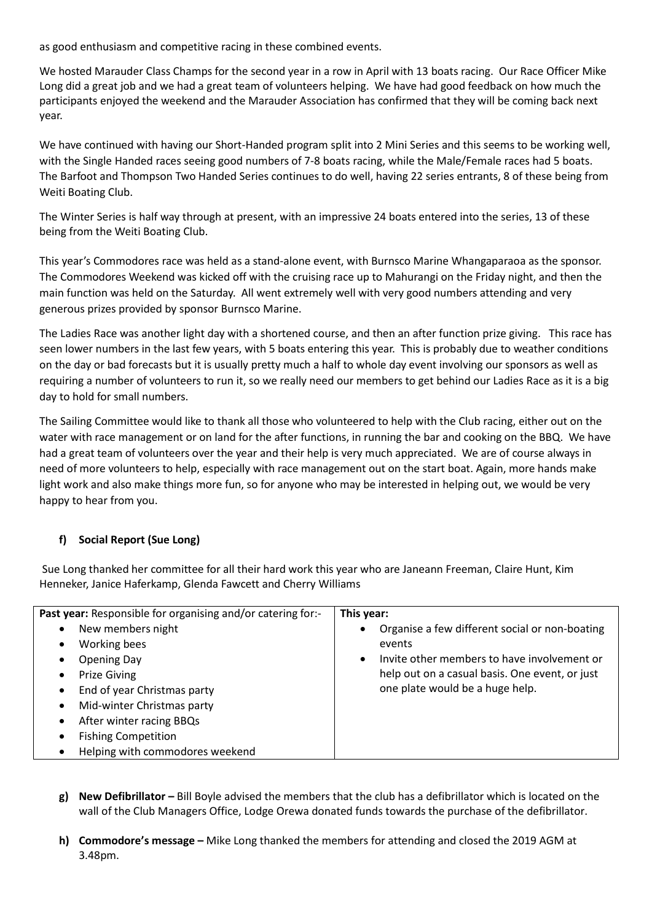as good enthusiasm and competitive racing in these combined events.

We hosted Marauder Class Champs for the second year in a row in April with 13 boats racing. Our Race Officer Mike Long did a great job and we had a great team of volunteers helping. We have had good feedback on how much the participants enjoyed the weekend and the Marauder Association has confirmed that they will be coming back next year.

We have continued with having our Short-Handed program split into 2 Mini Series and this seems to be working well, with the Single Handed races seeing good numbers of 7-8 boats racing, while the Male/Female races had 5 boats. The Barfoot and Thompson Two Handed Series continues to do well, having 22 series entrants, 8 of these being from Weiti Boating Club.

The Winter Series is half way through at present, with an impressive 24 boats entered into the series, 13 of these being from the Weiti Boating Club.

This year's Commodores race was held as a stand-alone event, with Burnsco Marine Whangaparaoa as the sponsor. The Commodores Weekend was kicked off with the cruising race up to Mahurangi on the Friday night, and then the main function was held on the Saturday. All went extremely well with very good numbers attending and very generous prizes provided by sponsor Burnsco Marine.

The Ladies Race was another light day with a shortened course, and then an after function prize giving. This race has seen lower numbers in the last few years, with 5 boats entering this year. This is probably due to weather conditions on the day or bad forecasts but it is usually pretty much a half to whole day event involving our sponsors as well as requiring a number of volunteers to run it, so we really need our members to get behind our Ladies Race as it is a big day to hold for small numbers.

The Sailing Committee would like to thank all those who volunteered to help with the Club racing, either out on the water with race management or on land for the after functions, in running the bar and cooking on the BBQ. We have had a great team of volunteers over the year and their help is very much appreciated. We are of course always in need of more volunteers to help, especially with race management out on the start boat. Again, more hands make light work and also make things more fun, so for anyone who may be interested in helping out, we would be very happy to hear from you.

### f) Social Report (Sue Long)

Sue Long thanked her committee for all their hard work this year who are Janeann Freeman, Claire Hunt, Kim Henneker, Janice Haferkamp, Glenda Fawcett and Cherry Williams

| **Past year:** Responsible for organising and/or catering for:- | **This year:** |
|---|---|
| • New members night<br>• Working bees<br>• Opening Day<br>• Prize Giving<br>• End of year Christmas party<br>• Mid-winter Christmas party<br>• After winter racing BBQs<br>• Fishing Competition<br>• Helping with commodores weekend | • Organise a few different social or non-boating events<br>• Invite other members to have involvement or help out on a casual basis. One event, or just one plate would be a huge help. |

**g) New Defibrillator –** Bill Boyle advised the members that the club has a defibrillator which is located on the wall of the Club Managers Office, Lodge Orewa donated funds towards the purchase of the defibrillator.

**h) Commodore's message –** Mike Long thanked the members for attending and closed the 2019 AGM at 3.48pm.